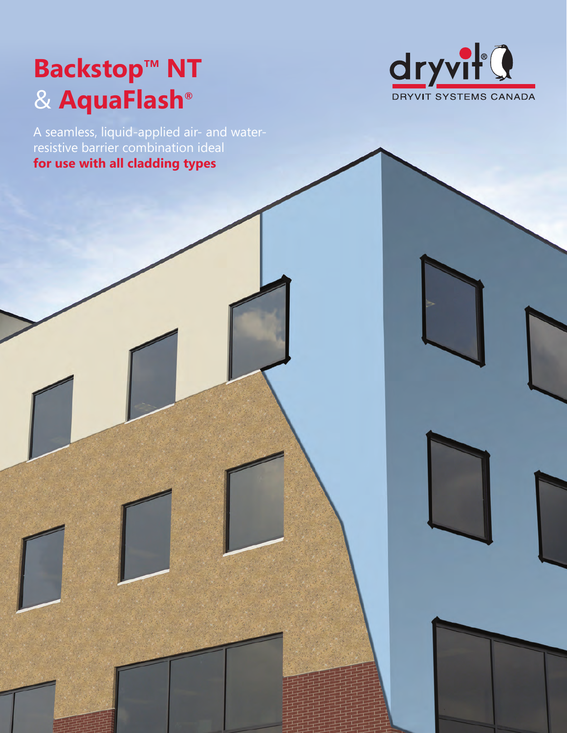# Backstop™ NT & AquaFlash®

dryvit®

DRYVIT SYSTEMS CANADA

A seamless, liquid-applied air- and water-resistive barrier combination ideal **for use with all cladding types**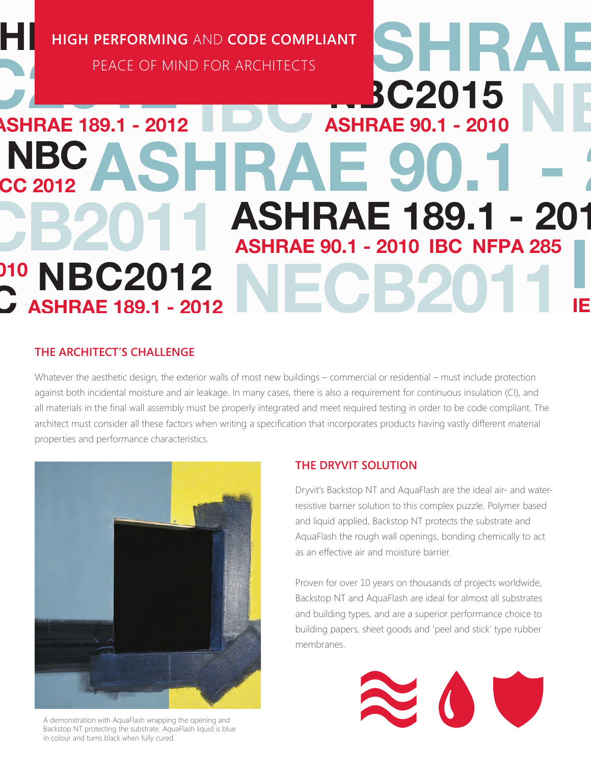**HIGH PERFORMING** AND **CODE COMPLIANT**

PEACE OF MIND FOR ARCHITECTS

## THE ARCHITECT'S CHALLENGE

Whatever the aesthetic design, the exterior walls of most new buildings – commercial or residential – must include protection against both incidental moisture and air leakage. In many cases, there is also a requirement for continuous insulation (CI), and all materials in the final wall assembly must be properly integrated and meet required testing in order to be code compliant. The architect must consider all these factors when writing a specification that incorporates products having vastly different material properties and performance characteristics.

A demonstration with AquaFlash wrapping the opening and Backstop NT protecting the substrate. AquaFlash liquid is blue in colour and turns black when fully cured.

## THE DRYVIT SOLUTION

Dryvit's Backstop NT and AquaFlash are the ideal air- and water-resistive barrier solution to this complex puzzle. Polymer based and liquid applied, Backstop NT protects the substrate and AquaFlash the rough wall openings, bonding chemically to act as an effective air and moisture barrier.

Proven for over 10 years on thousands of projects worldwide, Backstop NT and AquaFlash are ideal for almost all substrates and building types, and are a superior performance choice to building papers, sheet goods and 'peel and stick' type rubber membranes.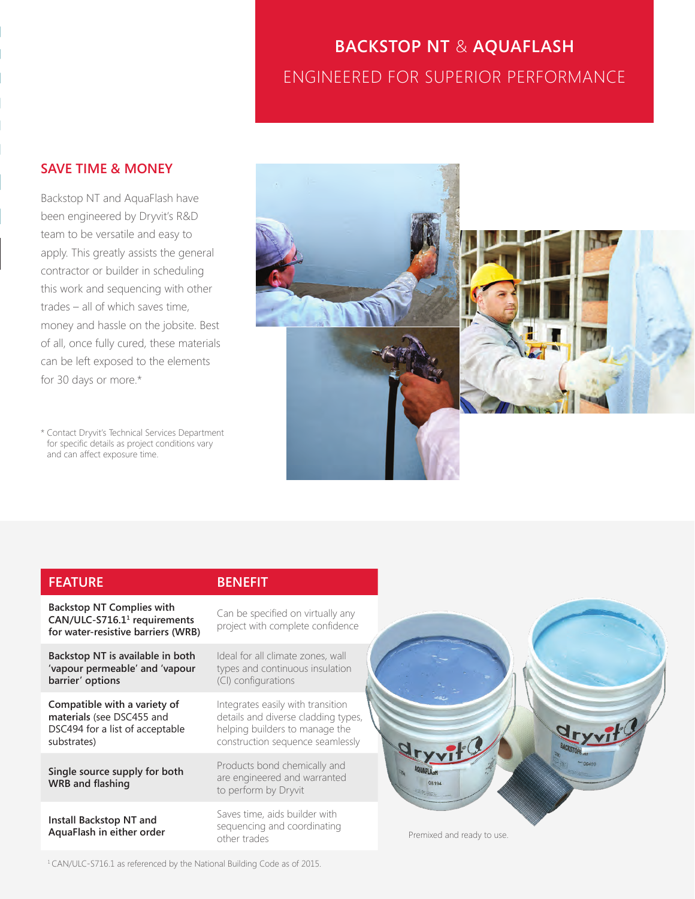# BACKSTOP NT & AQUAFLASH

ENGINEERED FOR SUPERIOR PERFORMANCE

## SAVE TIME & MONEY

Backstop NT and AquaFlash have been engineered by Dryvit's R&D team to be versatile and easy to apply. This greatly assists the general contractor or builder in scheduling this work and sequencing with other trades – all of which saves time, money and hassle on the jobsite. Best of all, once fully cured, these materials can be left exposed to the elements for 30 days or more.*

\* Contact Dryvit's Technical Services Department for specific details as project conditions vary and can affect exposure time.

| FEATURE | BENEFIT |
|---|---|
| **Backstop NT Complies with CAN/ULC-S716.1[1] requirements for water-resistive barriers (WRB)** | Can be specified on virtually any project with complete confidence |
| **Backstop NT is available in both 'vapour permeable' and 'vapour barrier' options** | Ideal for all climate zones, wall types and continuous insulation (CI) configurations |
| **Compatible with a variety of materials (see DSC455 and DSC494 for a list of acceptable substrates)** | Integrates easily with transition details and diverse cladding types, helping builders to manage the construction sequence seamlessly |
| **Single source supply for both WRB and flashing** | Products bond chemically and are engineered and warranted to perform by Dryvit |
| **Install Backstop NT and AquaFlash in either order** | Saves time, aids builder with sequencing and coordinating other trades |

[1] CAN/ULC-S716.1 as referenced by the National Building Code as of 2015.

Premixed and ready to use.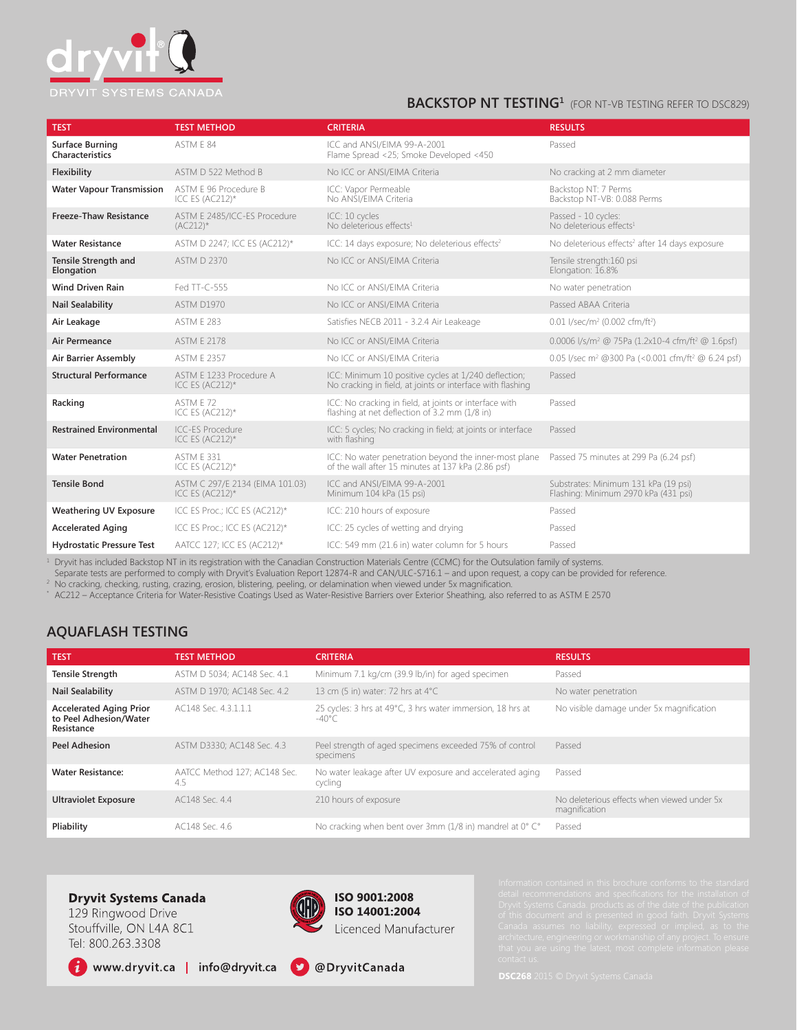DRYVIT SYSTEMS CANADA

## BACKSTOP NT TESTING[1] (FOR NT-VB TESTING REFER TO DSC829)

| TEST | TEST METHOD | CRITERIA | RESULTS |
|---|---|---|---|
| Surface Burning Characteristics | ASTM E 84 | ICC and ANSI/EIMA 99-A-2001<br>Flame Spread <25; Smoke Developed <450 | Passed |
| Flexibility | ASTM D 522 Method B | No ICC or ANSI/EIMA Criteria | No cracking at 2 mm diameter |
| Water Vapour Transmission | ASTM E 96 Procedure B<br>ICC ES (AC212)* | ICC: Vapor Permeable<br>No ANSI/EIMA Criteria | Backstop NT: 7 Perms<br>Backstop NT-VB: 0.088 Perms |
| Freeze-Thaw Resistance | ASTM E 2485/ICC-ES Procedure (AC212)* | ICC: 10 cycles<br>No deleterious effects[1] | Passed - 10 cycles:<br>No deleterious effects[1] |
| Water Resistance | ASTM D 2247; ICC ES (AC212)* | ICC: 14 days exposure; No deleterious effects[2] | No deleterious effects[2] after 14 days exposure |
| Tensile Strength and Elongation | ASTM D 2370 | No ICC or ANSI/EIMA Criteria | Tensile strength:160 psi<br>Elongation: 16.8% |
| Wind Driven Rain | Fed TT-C-555 | No ICC or ANSI/EIMA Criteria | No water penetration |
| Nail Sealability | ASTM D1970 | No ICC or ANSI/EIMA Criteria | Passed ABAA Criteria |
| Air Leakage | ASTM E 283 | Satisfies NECB 2011 - 3.2.4 Air Leakeage | 0.01 l/sec/m² (0.002 cfm/ft²) |
| Air Permeance | ASTM E 2178 | No ICC or ANSI/EIMA Criteria | 0.0006 l/s/m² @ 75Pa (1.2x10-4 cfm/ft² @ 1.6psf) |
| Air Barrier Assembly | ASTM E 2357 | No ICC or ANSI/EIMA Criteria | 0.05 l/sec m² @300 Pa (<0.001 cfm/ft² @ 6.24 psf) |
| Structural Performance | ASTM E 1233 Procedure A<br>ICC ES (AC212)* | ICC: Minimum 10 positive cycles at 1/240 deflection; No cracking in field, at joints or interface with flashing | Passed |
| Racking | ASTM E 72<br>ICC ES (AC212)* | ICC: No cracking in field, at joints or interface with flashing at net deflection of 3.2 mm (1/8 in) | Passed |
| Restrained Environmental | ICC-ES Procedure<br>ICC ES (AC212)* | ICC: 5 cycles; No cracking in field; at joints or interface with flashing | Passed |
| Water Penetration | ASTM E 331<br>ICC ES (AC212)* | ICC: No water penetration beyond the inner-most plane of the wall after 15 minutes at 137 kPa (2.86 psf) | Passed 75 minutes at 299 Pa (6.24 psf) |
| Tensile Bond | ASTM C 297/E 2134 (EIMA 101.03)<br>ICC ES (AC212)* | ICC and ANSI/EIMA 99-A-2001<br>Minimum 104 kPa (15 psi) | Substrates: Minimum 131 kPa (19 psi)<br>Flashing: Minimum 2970 kPa (431 psi) |
| Weathering UV Exposure | ICC ES Proc.; ICC ES (AC212)* | ICC: 210 hours of exposure | Passed |
| Accelerated Aging | ICC ES Proc.; ICC ES (AC212)* | ICC: 25 cycles of wetting and drying | Passed |
| Hydrostatic Pressure Test | AATCC 127; ICC ES (AC212)* | ICC: 549 mm (21.6 in) water column for 5 hours | Passed |

[1] Dryvit has included Backstop NT in its registration with the Canadian Construction Materials Centre (CCMC) for the Outsulation family of systems. Separate tests are performed to comply with Dryvit's Evaluation Report 12874-R and CAN/ULC-S716.1 – and upon request, a copy can be provided for reference.
[2] No cracking, checking, rusting, crazing, erosion, blistering, peeling, or delamination when viewed under 5x magnification.
\* AC212 – Acceptance Criteria for Water-Resistive Coatings Used as Water-Resistive Barriers over Exterior Sheathing, also referred to as ASTM E 2570

## AQUAFLASH TESTING

| TEST | TEST METHOD | CRITERIA | RESULTS |
|---|---|---|---|
| Tensile Strength | ASTM D 5034; AC148 Sec. 4.1 | Minimum 7.1 kg/cm (39.9 lb/in) for aged specimen | Passed |
| Nail Sealability | ASTM D 1970; AC148 Sec. 4.2 | 13 cm (5 in) water: 72 hrs at 4°C | No water penetration |
| Accelerated Aging Prior to Peel Adhesion/Water Resistance | AC148 Sec. 4.3.1.1.1 | 25 cycles: 3 hrs at 49°C, 3 hrs water immersion, 18 hrs at -40°C | No visible damage under 5x magnification |
| Peel Adhesion | ASTM D3330; AC148 Sec. 4.3 | Peel strength of aged specimens exceeded 75% of control specimens | Passed |
| Water Resistance: | AATCC Method 127; AC148 Sec. 4.5 | No water leakage after UV exposure and accelerated aging cycling | Passed |
| Ultraviolet Exposure | AC148 Sec. 4.4 | 210 hours of exposure | No deleterious effects when viewed under 5x magnification |
| Pliability | AC148 Sec. 4.6 | No cracking when bent over 3mm (1/8 in) mandrel at 0° C° | Passed |

**Dryvit Systems Canada**
129 Ringwood Drive
Stouffville, ON L4A 8C1
Tel: 800.263.3308

**ISO 9001:2008**
**ISO 14001:2004**
Licenced Manufacturer

www.dryvit.ca | info@dryvit.ca | @DryvitCanada

Information contained in this brochure conforms to the standard detail recommendations and specifications for the installation of Dryvit Systems Canada. products as of the date of the publication of this document and is presented in good faith. Dryvit Systems Canada assumes no liability, expressed or implied, as to the architecture, engineering or workmanship of any project. To ensure that you are using the latest, most complete information please contact us.

**DSC268** 2015 © Dryvit Systems Canada